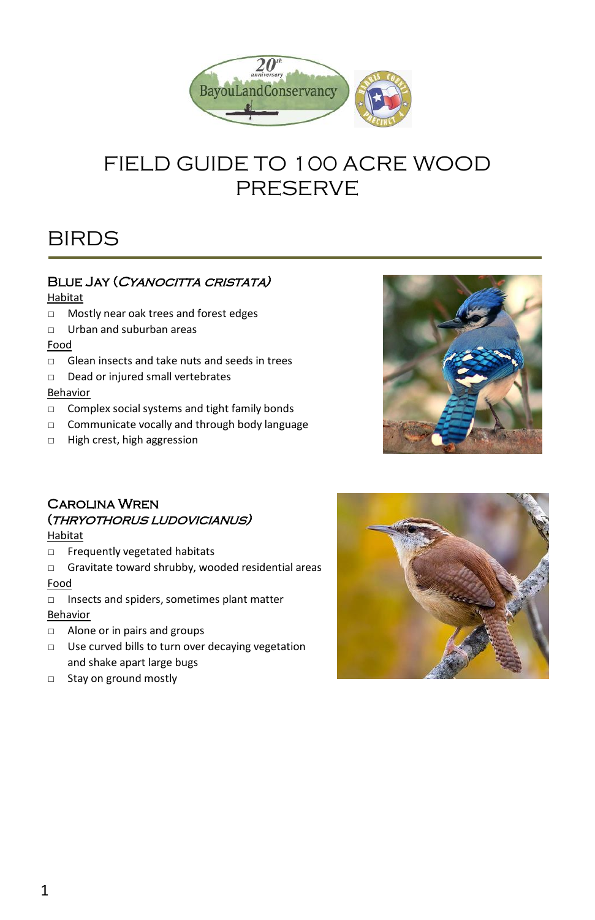# FIELD GUIDE TO 100 ACRE WOOD PRESERVE

## BIRDS

### Blue Jay (*Cyanocitta cristata*)

Habitat

- Mostly near oak trees and forest edges
- Urban and suburban areas

Food

- Glean insects and take nuts and seeds in trees
- Dead or injured small vertebrates

Behavior

- Complex social systems and tight family bonds
- Communicate vocally and through body language
- High crest, high aggression

### Carolina Wren (*Thryothorus ludovicianus*)

Habitat

- Frequently vegetated habitats
- Gravitate toward shrubby, wooded residential areas

Food

- Insects and spiders, sometimes plant matter

Behavior

- Alone or in pairs and groups
- Use curved bills to turn over decaying vegetation and shake apart large bugs
- Stay on ground mostly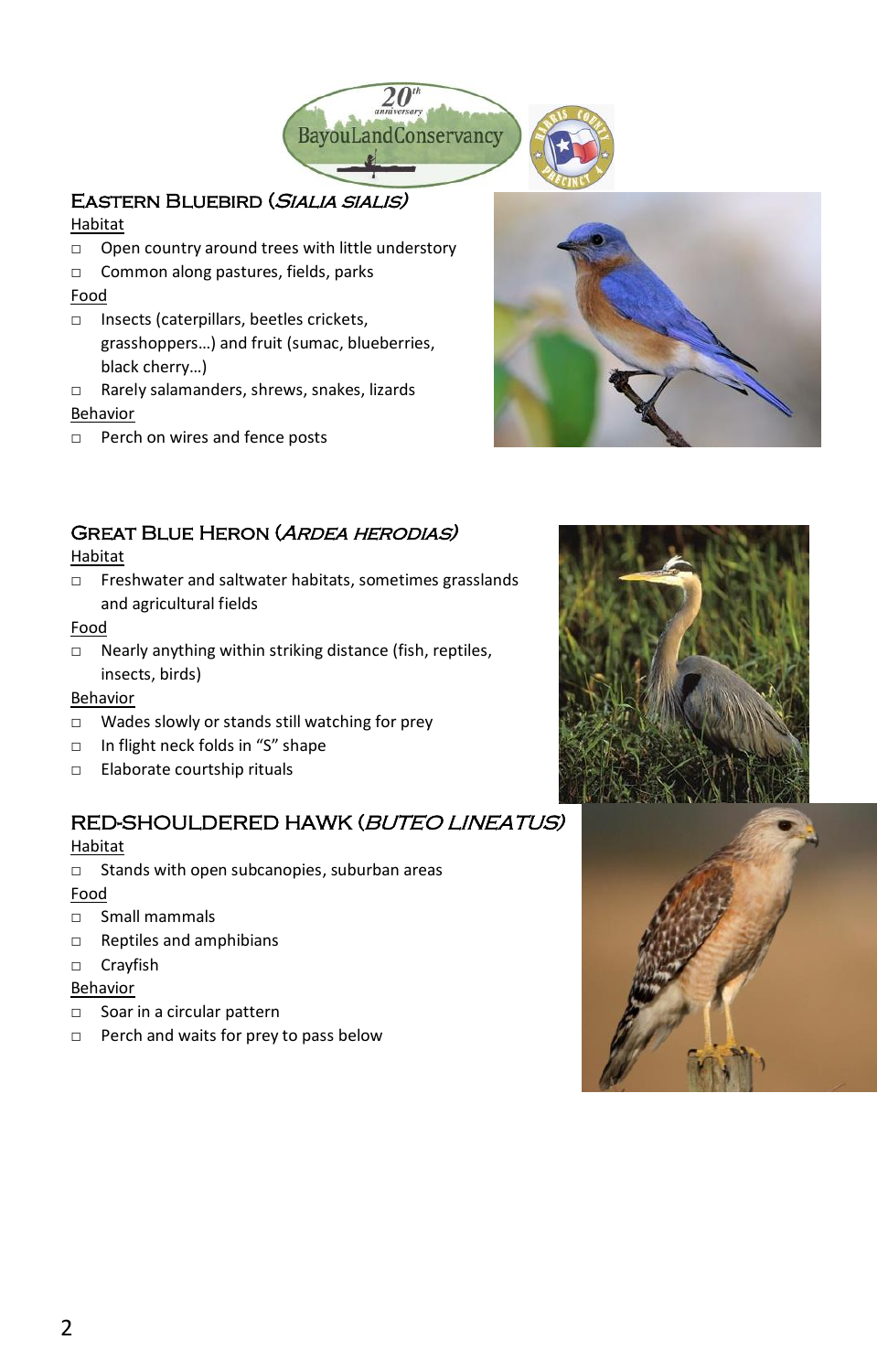## Eastern Bluebird (*Sialia sialis*)

Habitat

- Open country around trees with little understory
- Common along pastures, fields, parks

Food

- Insects (caterpillars, beetles crickets, grasshoppers…) and fruit (sumac, blueberries, black cherry…)
- Rarely salamanders, shrews, snakes, lizards

Behavior

- Perch on wires and fence posts

## Great Blue Heron (*Ardea herodias*)

Habitat

- Freshwater and saltwater habitats, sometimes grasslands and agricultural fields

Food

- Nearly anything within striking distance (fish, reptiles, insects, birds)

Behavior

- Wades slowly or stands still watching for prey
- In flight neck folds in “S” shape
- Elaborate courtship rituals

## RED-SHOULDERED HAWK (*BUTEO LINEATUS*)

Habitat

- Stands with open subcanopies, suburban areas

Food

- Small mammals
- Reptiles and amphibians
- Crayfish

Behavior

- Soar in a circular pattern
- Perch and waits for prey to pass below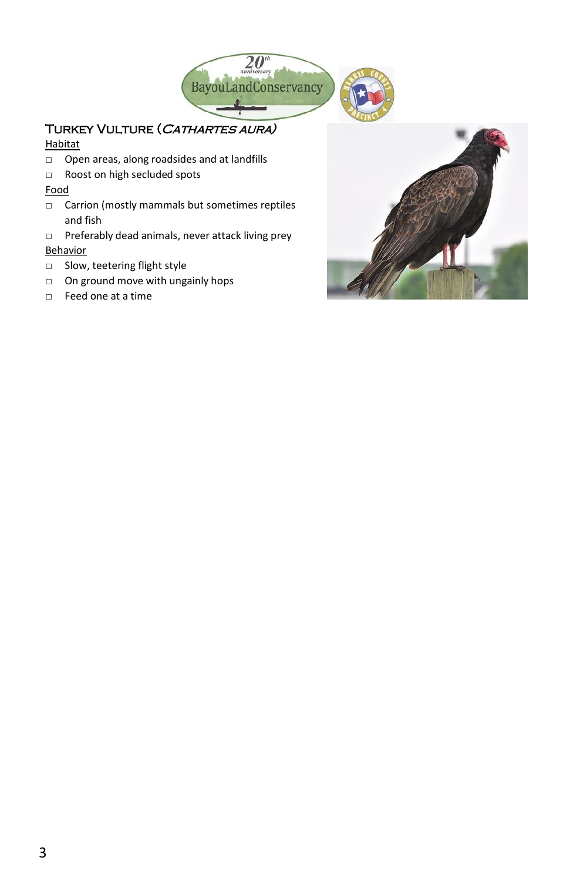## Turkey Vulture (*Cathartes aura*)

Habitat

- Open areas, along roadsides and at landfills
- Roost on high secluded spots

Food

- Carrion (mostly mammals but sometimes reptiles and fish
- Preferably dead animals, never attack living prey

Behavior

- Slow, teetering flight style
- On ground move with ungainly hops
- Feed one at a time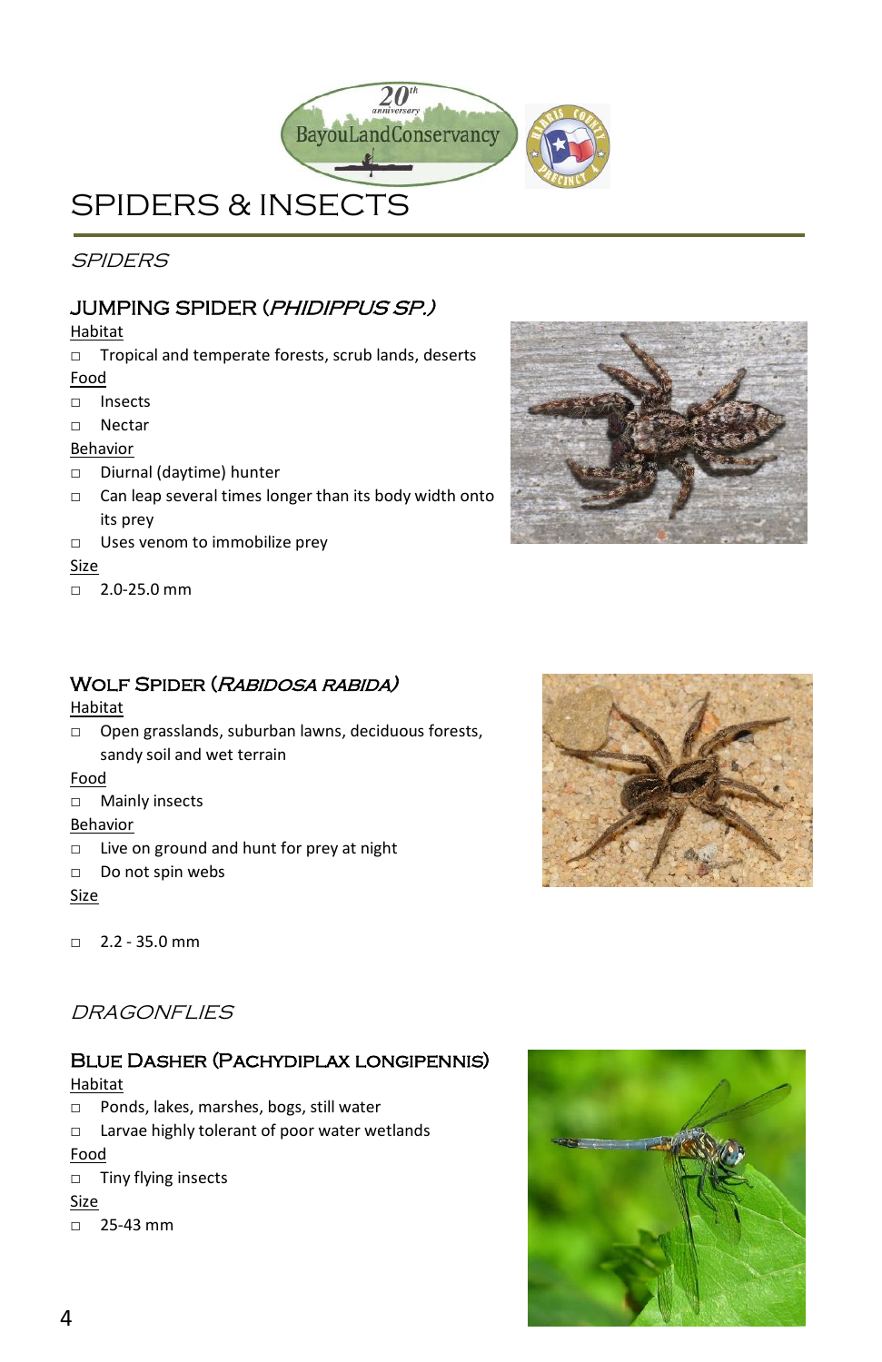# SPIDERS & INSECTS

## *SPIDERS*

### JUMPING SPIDER (*PHIDIPPUS SP.)*

Habitat

- Tropical and temperate forests, scrub lands, deserts

Food

- Insects
- Nectar

Behavior

- Diurnal (daytime) hunter
- Can leap several times longer than its body width onto its prey
- Uses venom to immobilize prey

Size

- 2.0-25.0 mm

### WOLF SPIDER (*RABIDOSA RABIDA)*

Habitat

- Open grasslands, suburban lawns, deciduous forests, sandy soil and wet terrain

Food

- Mainly insects

Behavior

- Live on ground and hunt for prey at night
- Do not spin webs

Size

- 2.2 - 35.0 mm

## *DRAGONFLIES*

### BLUE DASHER (PACHYDIPLAX LONGIPENNIS)

Habitat

- Ponds, lakes, marshes, bogs, still water
- Larvae highly tolerant of poor water wetlands

Food

- Tiny flying insects

Size

- 25-43 mm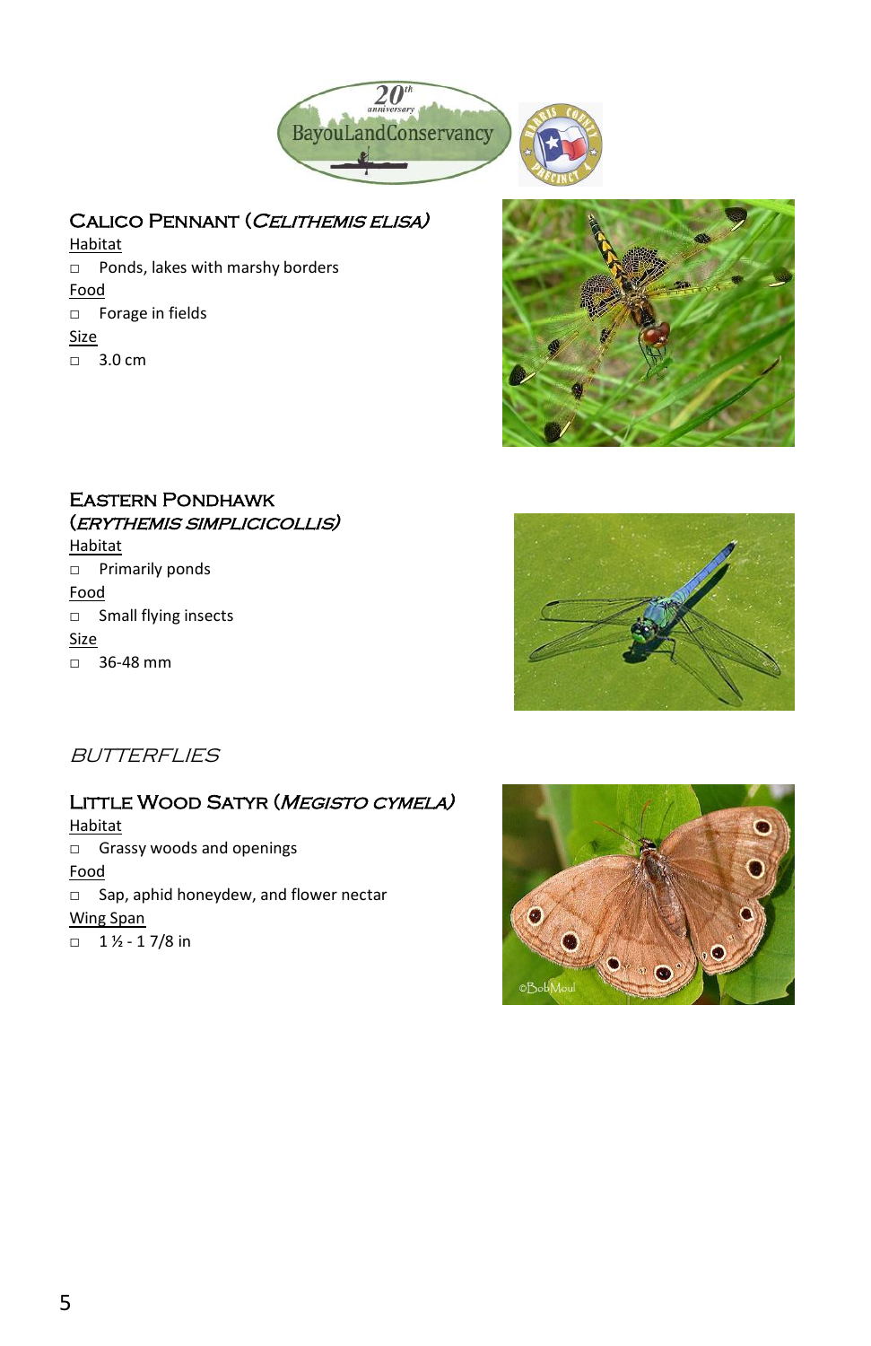## Calico Pennant (*Celithemis elisa*)

Habitat

- Ponds, lakes with marshy borders

Food

- Forage in fields

Size

- 3.0 cm

## Eastern Pondhawk (*Erythemis simplicicollis*)

Habitat

- Primarily ponds

Food

- Small flying insects

Size

- 36-48 mm

# *Butterflies*

## Little Wood Satyr (*Megisto cymela*)

Habitat

- Grassy woods and openings

Food

- Sap, aphid honeydew, and flower nectar

Wing Span

- 1 ½ - 1 7/8 in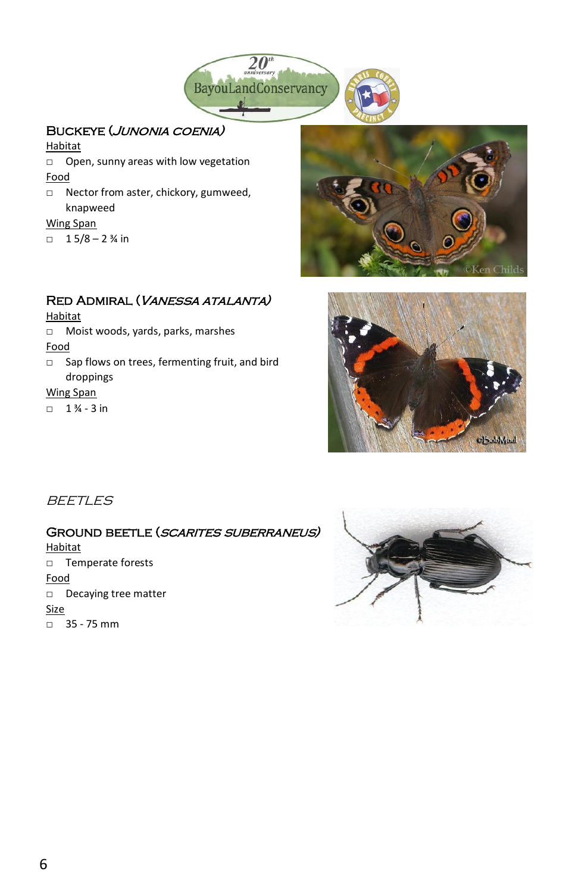## Buckeye (*Junonia coenia*)

Habitat

- Open, sunny areas with low vegetation

Food

- Nector from aster, chickory, gumweed, knapweed

Wing Span

- 1 5/8 – 2 ¾ in

## Red Admiral (*Vanessa atalanta*)

Habitat

- Moist woods, yards, parks, marshes

Food

- Sap flows on trees, fermenting fruit, and bird droppings

Wing Span

- 1 ¾ - 3 in

# *Beetles*

## Ground Beetle (*Scarites suberraneus*)

Habitat

- Temperate forests

Food

- Decaying tree matter

Size

- 35 - 75 mm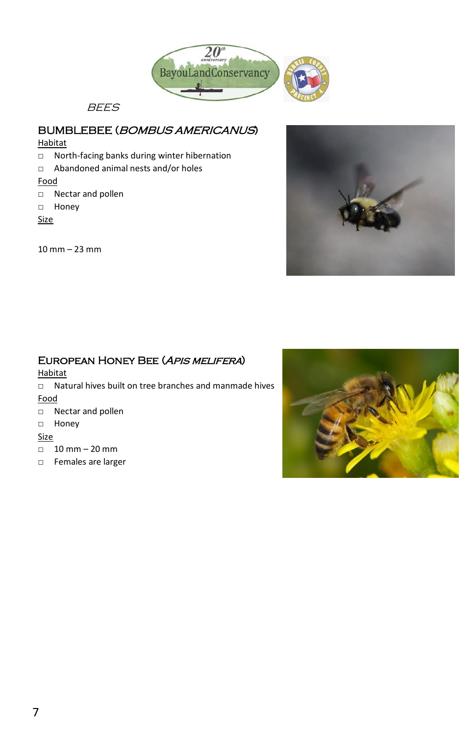BayouLandConservancy 20th anniversary

*BEES*

## BUMBLEBEE (*BOMBUS AMERICANUS*)

Habitat

- North-facing banks during winter hibernation
- Abandoned animal nests and/or holes

Food

- Nectar and pollen
- Honey

Size

10 mm – 23 mm

## EUROPEAN HONEY BEE (*APIS MELIFERA*)

Habitat

- Natural hives built on tree branches and manmade hives

Food

- Nectar and pollen
- Honey

Size

- 10 mm – 20 mm
- Females are larger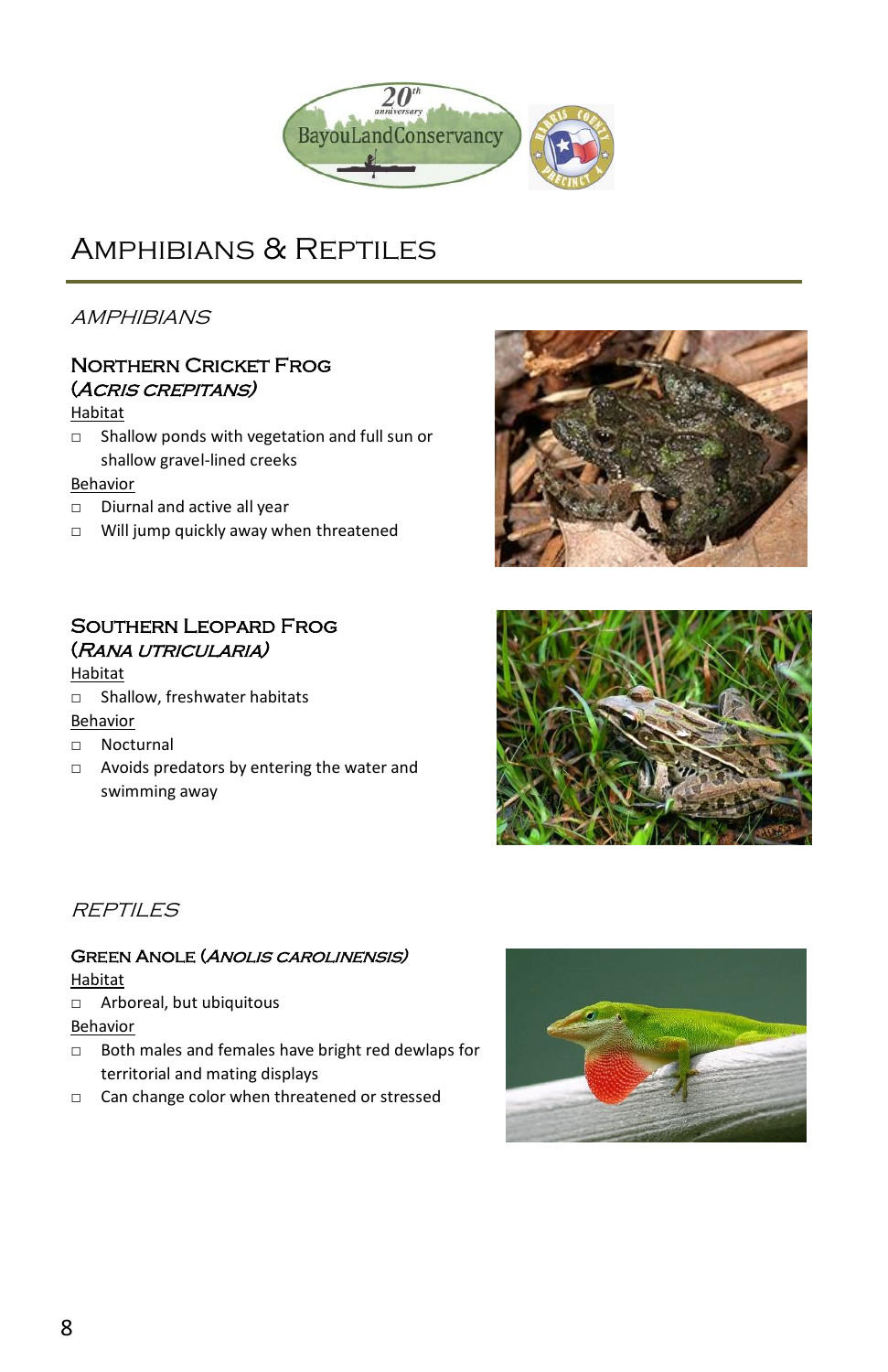# Amphibians & Reptiles

## *Amphibians*

### Northern Cricket Frog (*Acris crepitans*)

Habitat

- Shallow ponds with vegetation and full sun or shallow gravel-lined creeks

Behavior

- Diurnal and active all year
- Will jump quickly away when threatened

### Southern Leopard Frog (*Rana utricularia*)

Habitat

- Shallow, freshwater habitats

Behavior

- Nocturnal
- Avoids predators by entering the water and swimming away

## *Reptiles*

### Green Anole (*Anolis carolinensis*)

Habitat

- Arboreal, but ubiquitous

Behavior

- Both males and females have bright red dewlaps for territorial and mating displays
- Can change color when threatened or stressed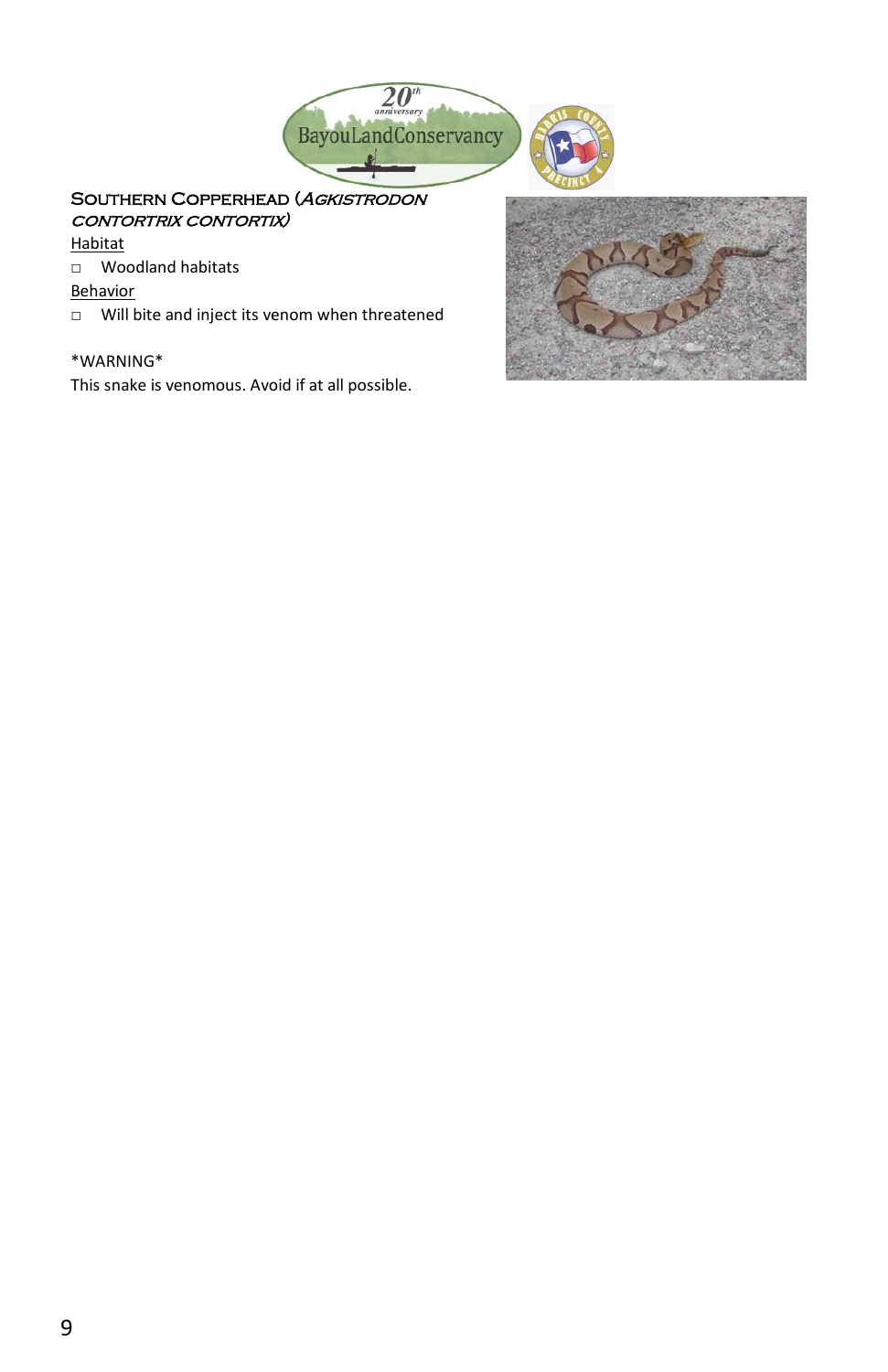## Southern Copperhead (*Agkistrodon contortrix contortrix*)

Habitat

- Woodland habitats

Behavior

- Will bite and inject its venom when threatened

*WARNING*

This snake is venomous. Avoid if at all possible.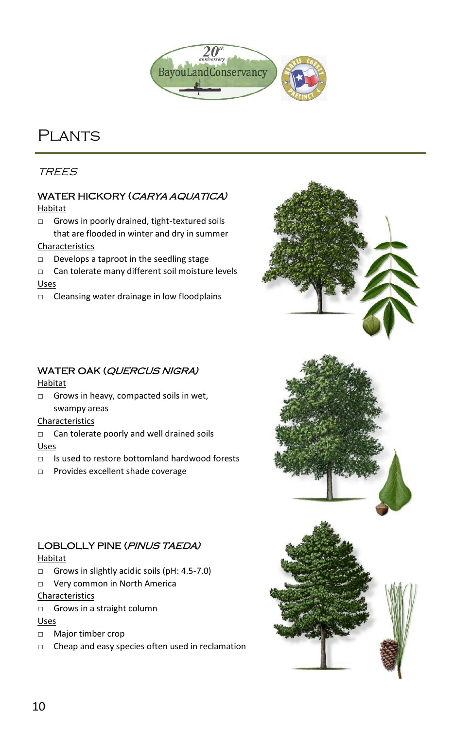# Plants

## *Trees*

### WATER HICKORY (*CARYA AQUATICA*)

Habitat

- Grows in poorly drained, tight-textured soils that are flooded in winter and dry in summer

Characteristics

- Develops a taproot in the seedling stage
- Can tolerate many different soil moisture levels

Uses

- Cleansing water drainage in low floodplains

### WATER OAK (*QUERCUS NIGRA*)

Habitat

- Grows in heavy, compacted soils in wet, swampy areas

Characteristics

- Can tolerate poorly and well drained soils

Uses

- Is used to restore bottomland hardwood forests
- Provides excellent shade coverage

### LOBLOLLY PINE (*PINUS TAEDA*)

Habitat

- Grows in slightly acidic soils (pH: 4.5-7.0)
- Very common in North America

Characteristics

- Grows in a straight column

Uses

- Major timber crop
- Cheap and easy species often used in reclamation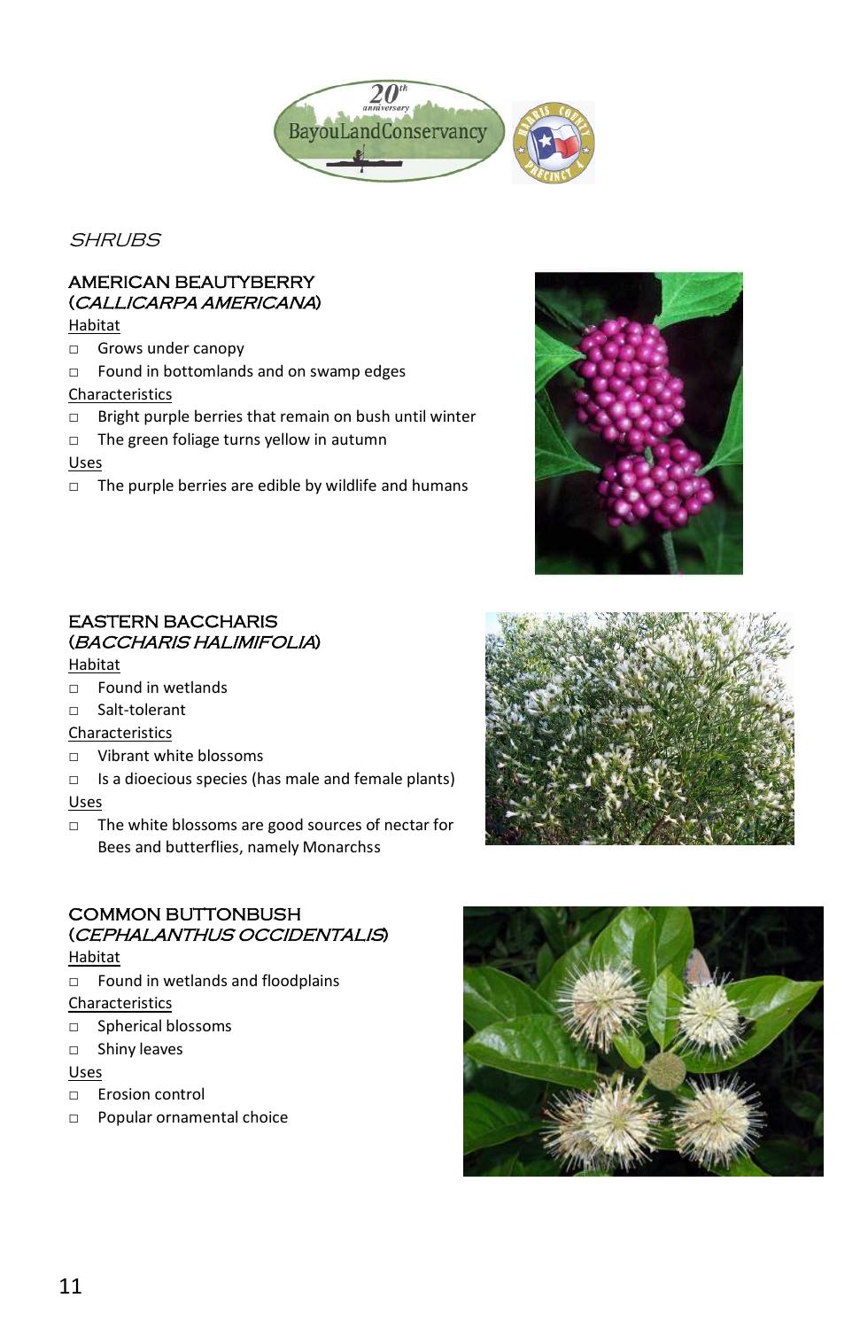*SHRUBS*

## AMERICAN BEAUTYBERRY (*CALLICARPA AMERICANA*)

Habitat

- Grows under canopy
- Found in bottomlands and on swamp edges

Characteristics

- Bright purple berries that remain on bush until winter
- The green foliage turns yellow in autumn

Uses

- The purple berries are edible by wildlife and humans

## EASTERN BACCHARIS (*BACCHARIS HALIMIFOLIA*)

Habitat

- Found in wetlands
- Salt-tolerant

Characteristics

- Vibrant white blossoms
- Is a dioecious species (has male and female plants)

Uses

- The white blossoms are good sources of nectar for Bees and butterflies, namely Monarchss

## COMMON BUTTONBUSH (*CEPHALANTHUS OCCIDENTALIS*)

Habitat

- Found in wetlands and floodplains

Characteristics

- Spherical blossoms
- Shiny leaves

Uses

- Erosion control
- Popular ornamental choice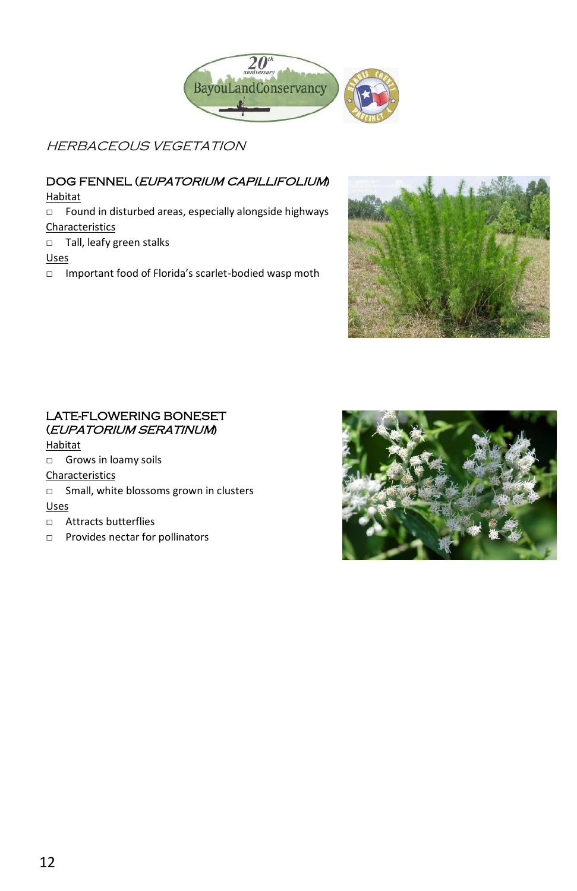## *HERBACEOUS VEGETATION*

### DOG FENNEL (*EUPATORIUM CAPILLIFOLIUM*)

Habitat

- Found in disturbed areas, especially alongside highways

Characteristics

- Tall, leafy green stalks

Uses

- Important food of Florida's scarlet-bodied wasp moth

### LATE-FLOWERING BONESET (*EUPATORIUM SERATINUM*)

Habitat

- Grows in loamy soils

Characteristics

- Small, white blossoms grown in clusters

Uses

- Attracts butterflies
- Provides nectar for pollinators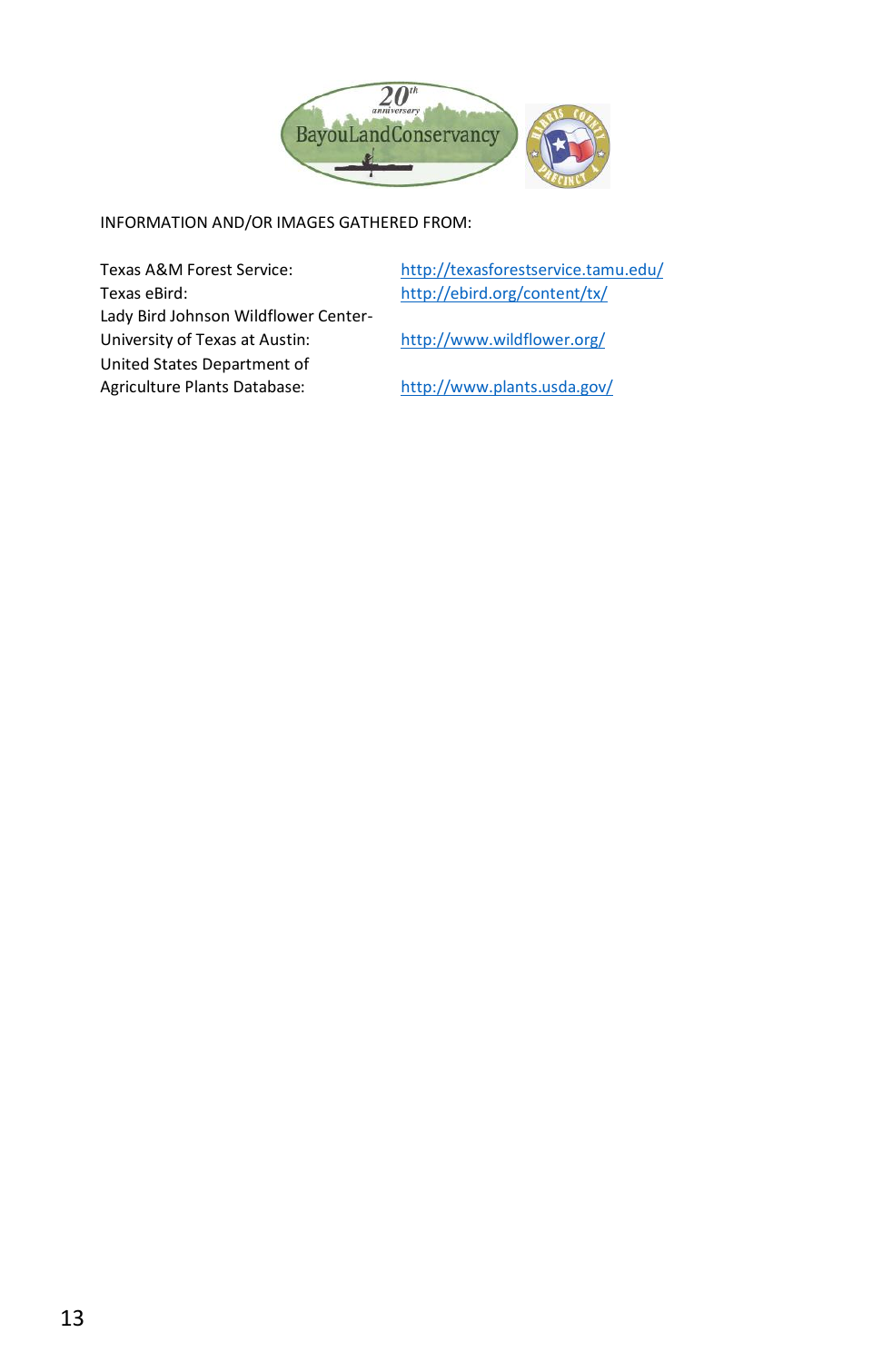INFORMATION AND/OR IMAGES GATHERED FROM:

| | |
|---|---|
| Texas A&M Forest Service: | http://texasforestservice.tamu.edu/ |
| Texas eBird: | http://ebird.org/content/tx/ |
| Lady Bird Johnson Wildflower Center-University of Texas at Austin: | http://www.wildflower.org/ |
| United States Department of Agriculture Plants Database: | http://www.plants.usda.gov/ |